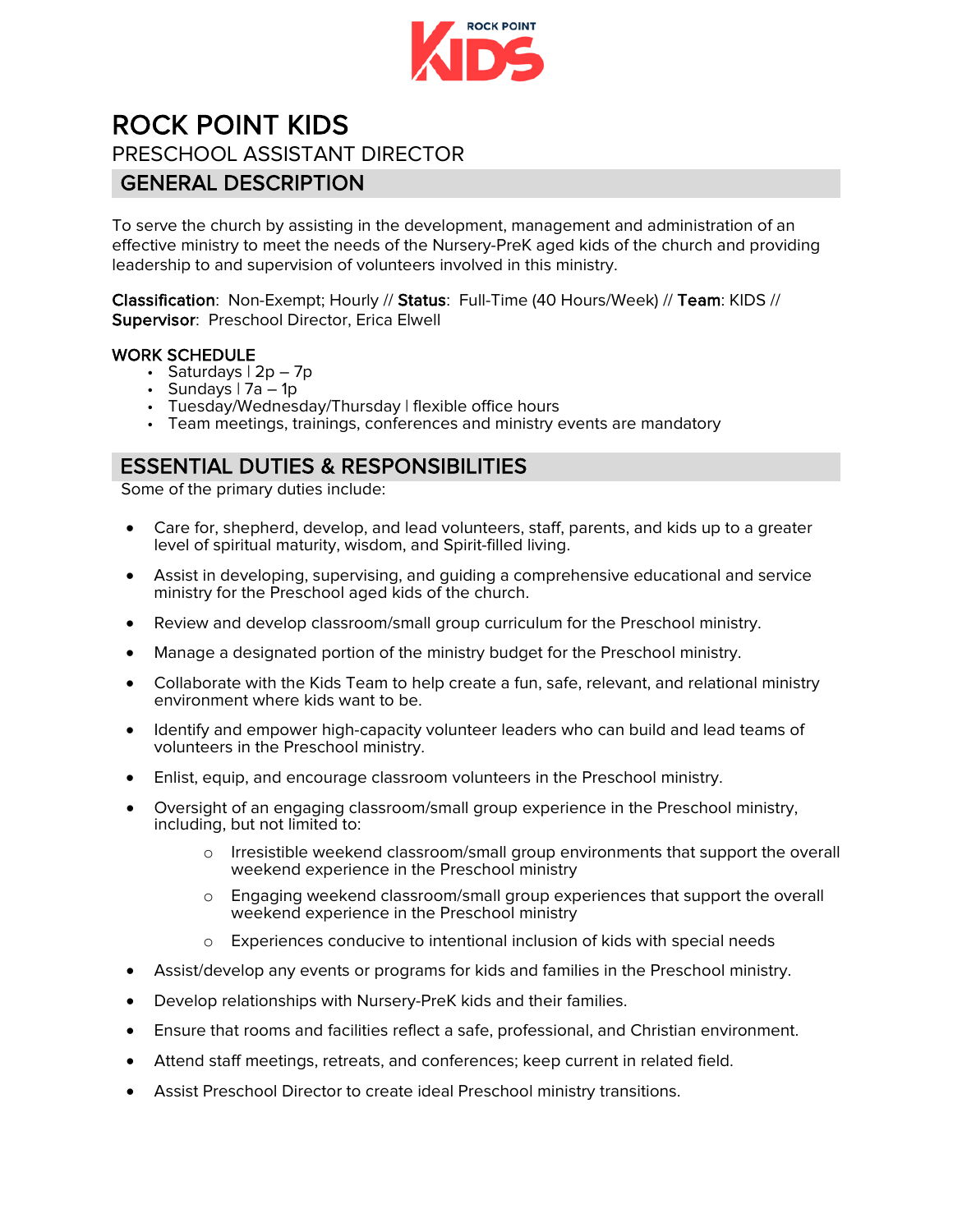# ROCK POINT KIDS

## PRESCHOOL ASSISTANT DIRECTOR

## GENERAL DESCRIPTION

To serve the church by assisting in the development, management and administration of an effective ministry to meet the needs of the Nursery-PreK aged kids of the church and providing leadership to and supervision of volunteers involved in this ministry.

**Classification**: Non-Exempt; Hourly // **Status**: Full-Time (40 Hours/Week) // **Team**: KIDS // **Supervisor**: Preschool Director, Erica Elwell

### WORK SCHEDULE

- Saturdays | 2p – 7p
- Sundays | 7a – 1p
- Tuesday/Wednesday/Thursday | flexible office hours
- Team meetings, trainings, conferences and ministry events are mandatory

## ESSENTIAL DUTIES & RESPONSIBILITIES

Some of the primary duties include:

- Care for, shepherd, develop, and lead volunteers, staff, parents, and kids up to a greater level of spiritual maturity, wisdom, and Spirit-filled living.
- Assist in developing, supervising, and guiding a comprehensive educational and service ministry for the Preschool aged kids of the church.
- Review and develop classroom/small group curriculum for the Preschool ministry.
- Manage a designated portion of the ministry budget for the Preschool ministry.
- Collaborate with the Kids Team to help create a fun, safe, relevant, and relational ministry environment where kids want to be.
- Identify and empower high-capacity volunteer leaders who can build and lead teams of volunteers in the Preschool ministry.
- Enlist, equip, and encourage classroom volunteers in the Preschool ministry.
- Oversight of an engaging classroom/small group experience in the Preschool ministry, including, but not limited to:
    - Irresistible weekend classroom/small group environments that support the overall weekend experience in the Preschool ministry
    - Engaging weekend classroom/small group experiences that support the overall weekend experience in the Preschool ministry
    - Experiences conducive to intentional inclusion of kids with special needs
- Assist/develop any events or programs for kids and families in the Preschool ministry.
- Develop relationships with Nursery-PreK kids and their families.
- Ensure that rooms and facilities reflect a safe, professional, and Christian environment.
- Attend staff meetings, retreats, and conferences; keep current in related field.
- Assist Preschool Director to create ideal Preschool ministry transitions.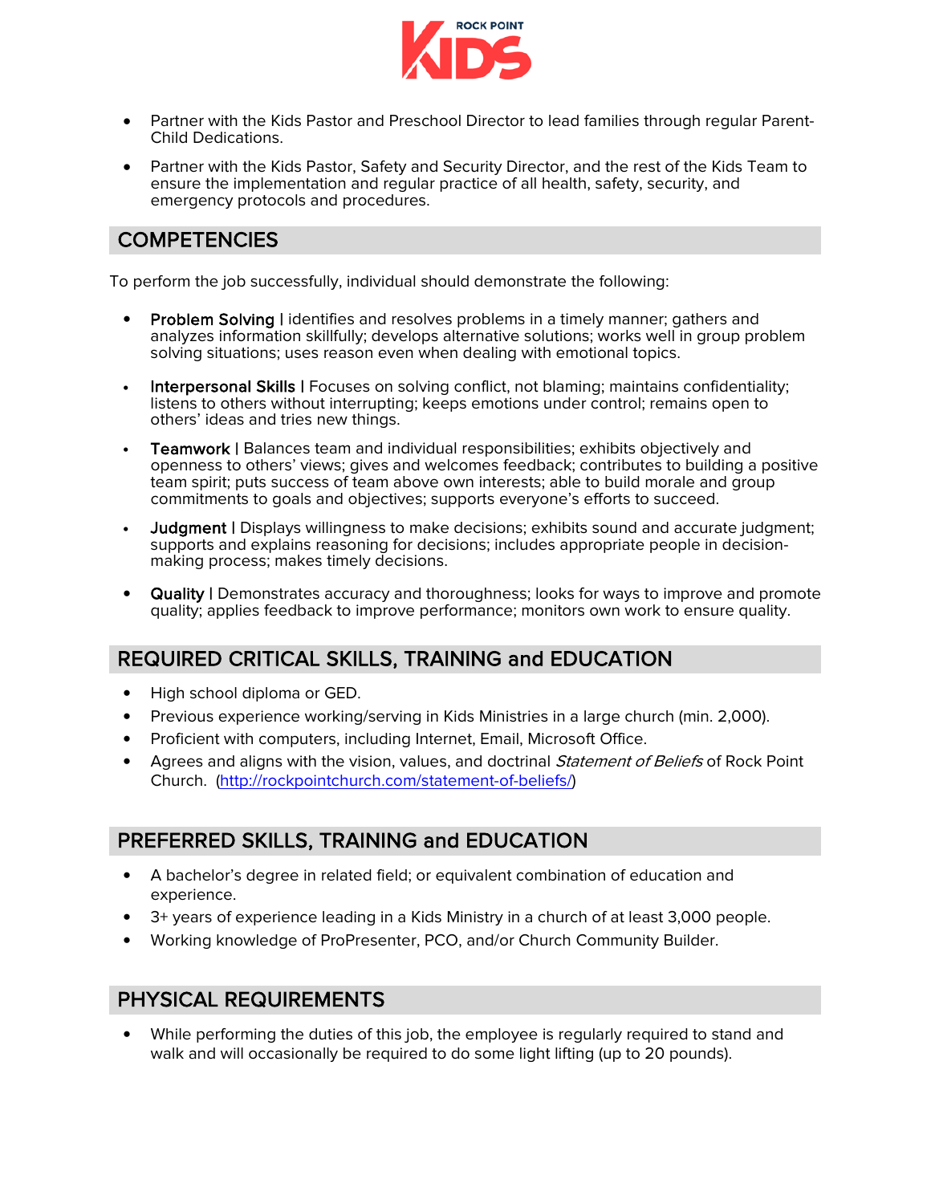- Partner with the Kids Pastor and Preschool Director to lead families through regular Parent-Child Dedications.
- Partner with the Kids Pastor, Safety and Security Director, and the rest of the Kids Team to ensure the implementation and regular practice of all health, safety, security, and emergency protocols and procedures.

## COMPETENCIES

To perform the job successfully, individual should demonstrate the following:

- **Problem Solving** | identifies and resolves problems in a timely manner; gathers and analyzes information skillfully; develops alternative solutions; works well in group problem solving situations; uses reason even when dealing with emotional topics.
- **Interpersonal Skills** | Focuses on solving conflict, not blaming; maintains confidentiality; listens to others without interrupting; keeps emotions under control; remains open to others' ideas and tries new things.
- **Teamwork** | Balances team and individual responsibilities; exhibits objectively and openness to others' views; gives and welcomes feedback; contributes to building a positive team spirit; puts success of team above own interests; able to build morale and group commitments to goals and objectives; supports everyone's efforts to succeed.
- **Judgment** | Displays willingness to make decisions; exhibits sound and accurate judgment; supports and explains reasoning for decisions; includes appropriate people in decision-making process; makes timely decisions.
- **Quality** | Demonstrates accuracy and thoroughness; looks for ways to improve and promote quality; applies feedback to improve performance; monitors own work to ensure quality.

## REQUIRED CRITICAL SKILLS, TRAINING and EDUCATION

- High school diploma or GED.
- Previous experience working/serving in Kids Ministries in a large church (min. 2,000).
- Proficient with computers, including Internet, Email, Microsoft Office.
- Agrees and aligns with the vision, values, and doctrinal *Statement of Beliefs* of Rock Point Church. (http://rockpointchurch.com/statement-of-beliefs/)

## PREFERRED SKILLS, TRAINING and EDUCATION

- A bachelor's degree in related field; or equivalent combination of education and experience.
- 3+ years of experience leading in a Kids Ministry in a church of at least 3,000 people.
- Working knowledge of ProPresenter, PCO, and/or Church Community Builder.

## PHYSICAL REQUIREMENTS

- While performing the duties of this job, the employee is regularly required to stand and walk and will occasionally be required to do some light lifting (up to 20 pounds).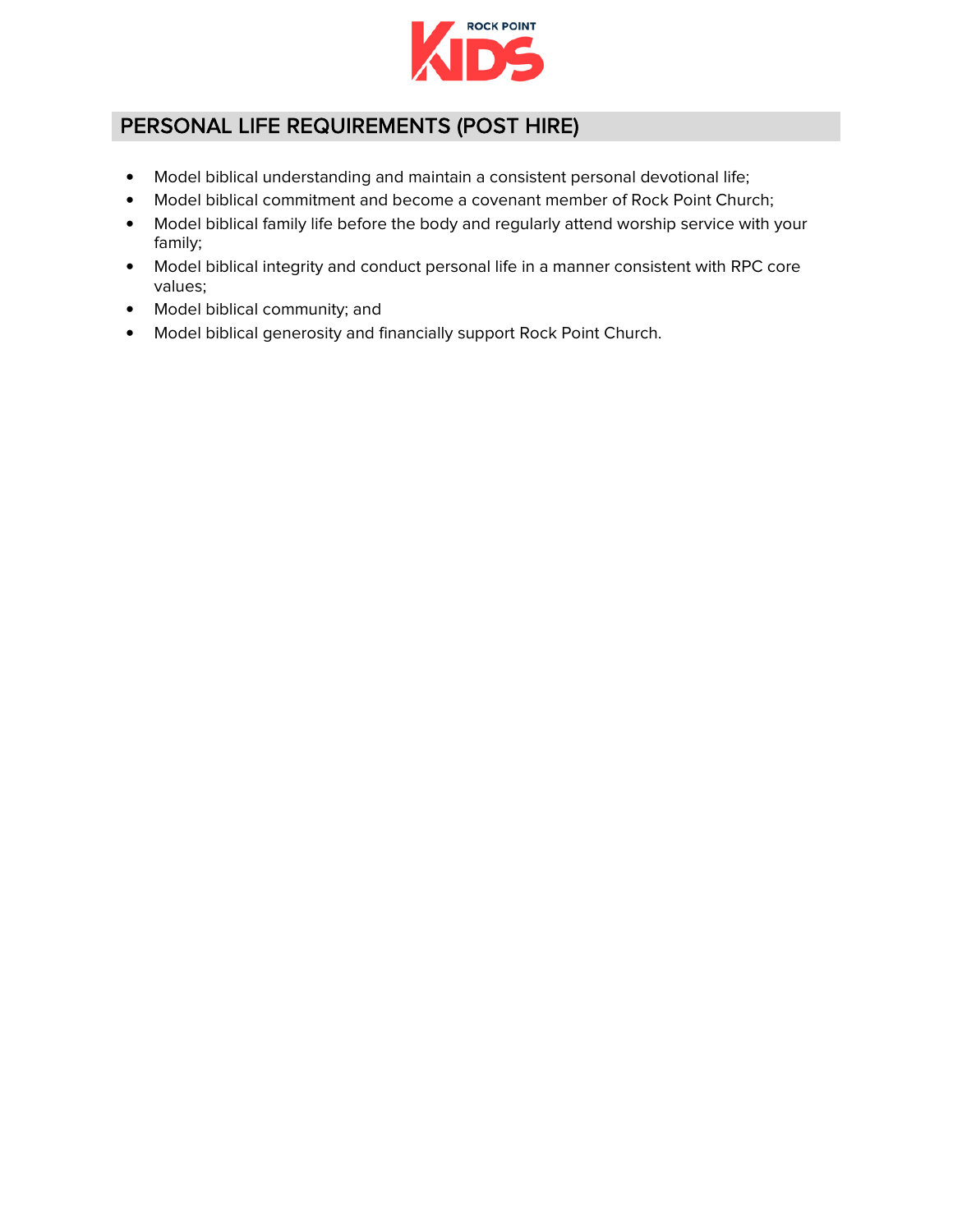## PERSONAL LIFE REQUIREMENTS (POST HIRE)

- Model biblical understanding and maintain a consistent personal devotional life;
- Model biblical commitment and become a covenant member of Rock Point Church;
- Model biblical family life before the body and regularly attend worship service with your family;
- Model biblical integrity and conduct personal life in a manner consistent with RPC core values;
- Model biblical community; and
- Model biblical generosity and financially support Rock Point Church.